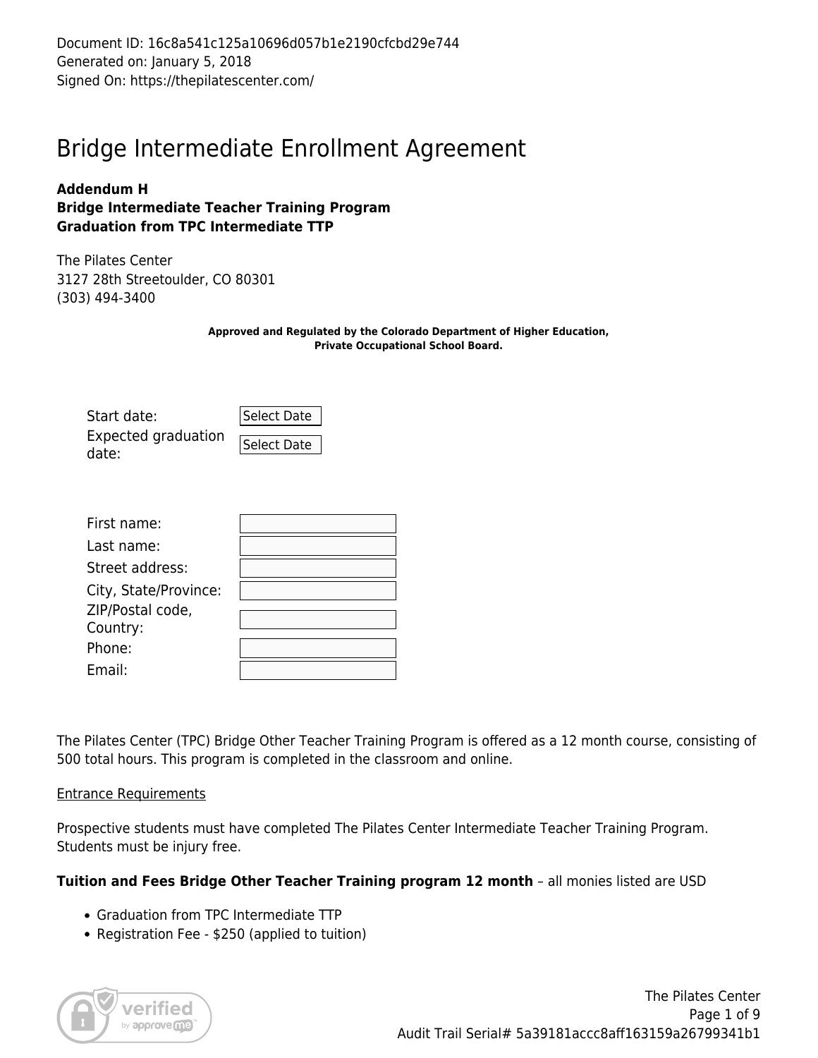Document ID: 16c8a541c125a10696d057b1e2190cfcbd29e744
Generated on: January 5, 2018
Signed On: https://thepilatescenter.com/

# Bridge Intermediate Enrollment Agreement

**Addendum H**
**Bridge Intermediate Teacher Training Program**
**Graduation from TPC Intermediate TTP**

The Pilates Center
3127 28th Streetoulder, CO 80301
(303) 494-3400

**Approved and Regulated by the Colorado Department of Higher Education, Private Occupational School Board.**

| | |
|---|---|
| Start date: | Select Date |
| Expected graduation date: | Select Date |

| | |
|---|---|
| First name: | |
| Last name: | |
| Street address: | |
| City, State/Province: | |
| ZIP/Postal code, Country: | |
| Phone: | |
| Email: | |

The Pilates Center (TPC) Bridge Other Teacher Training Program is offered as a 12 month course, consisting of 500 total hours. This program is completed in the classroom and online.

Entrance Requirements

Prospective students must have completed The Pilates Center Intermediate Teacher Training Program. Students must be injury free.

**Tuition and Fees Bridge Other Teacher Training program 12 month** – all monies listed are USD

- Graduation from TPC Intermediate TTP
- Registration Fee - $250 (applied to tuition)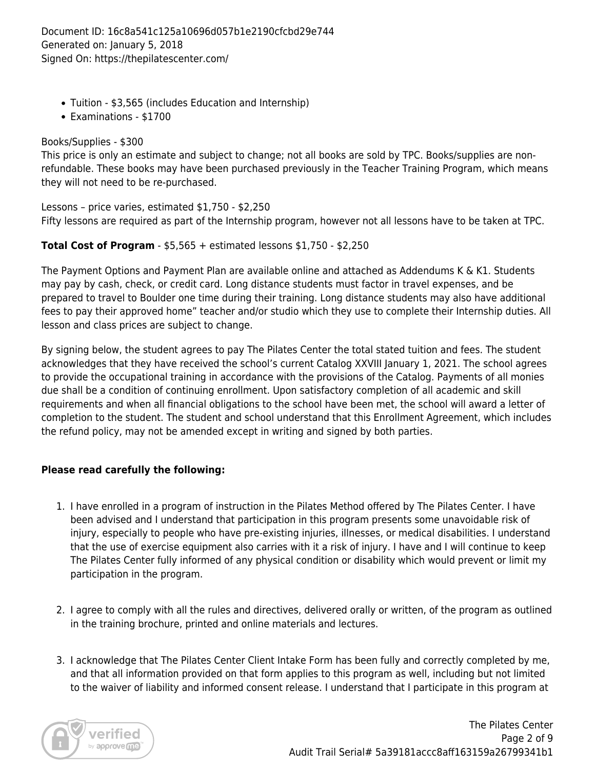- Tuition - $3,565 (includes Education and Internship)
- Examinations - $1700

Books/Supplies - $300
This price is only an estimate and subject to change; not all books are sold by TPC. Books/supplies are non-refundable. These books may have been purchased previously in the Teacher Training Program, which means they will not need to be re-purchased.

Lessons – price varies, estimated $1,750 - $2,250
Fifty lessons are required as part of the Internship program, however not all lessons have to be taken at TPC.

**Total Cost of Program** - $5,565 + estimated lessons $1,750 - $2,250

The Payment Options and Payment Plan are available online and attached as Addendums K & K1. Students may pay by cash, check, or credit card. Long distance students must factor in travel expenses, and be prepared to travel to Boulder one time during their training. Long distance students may also have additional fees to pay their approved home" teacher and/or studio which they use to complete their Internship duties. All lesson and class prices are subject to change.

By signing below, the student agrees to pay The Pilates Center the total stated tuition and fees. The student acknowledges that they have received the school's current Catalog XXVIII January 1, 2021. The school agrees to provide the occupational training in accordance with the provisions of the Catalog. Payments of all monies due shall be a condition of continuing enrollment. Upon satisfactory completion of all academic and skill requirements and when all financial obligations to the school have been met, the school will award a letter of completion to the student. The student and school understand that this Enrollment Agreement, which includes the refund policy, may not be amended except in writing and signed by both parties.

**Please read carefully the following:**

1. I have enrolled in a program of instruction in the Pilates Method offered by The Pilates Center. I have been advised and I understand that participation in this program presents some unavoidable risk of injury, especially to people who have pre-existing injuries, illnesses, or medical disabilities. I understand that the use of exercise equipment also carries with it a risk of injury. I have and I will continue to keep The Pilates Center fully informed of any physical condition or disability which would prevent or limit my participation in the program.

2. I agree to comply with all the rules and directives, delivered orally or written, of the program as outlined in the training brochure, printed and online materials and lectures.

3. I acknowledge that The Pilates Center Client Intake Form has been fully and correctly completed by me, and that all information provided on that form applies to this program as well, including but not limited to the waiver of liability and informed consent release. I understand that I participate in this program at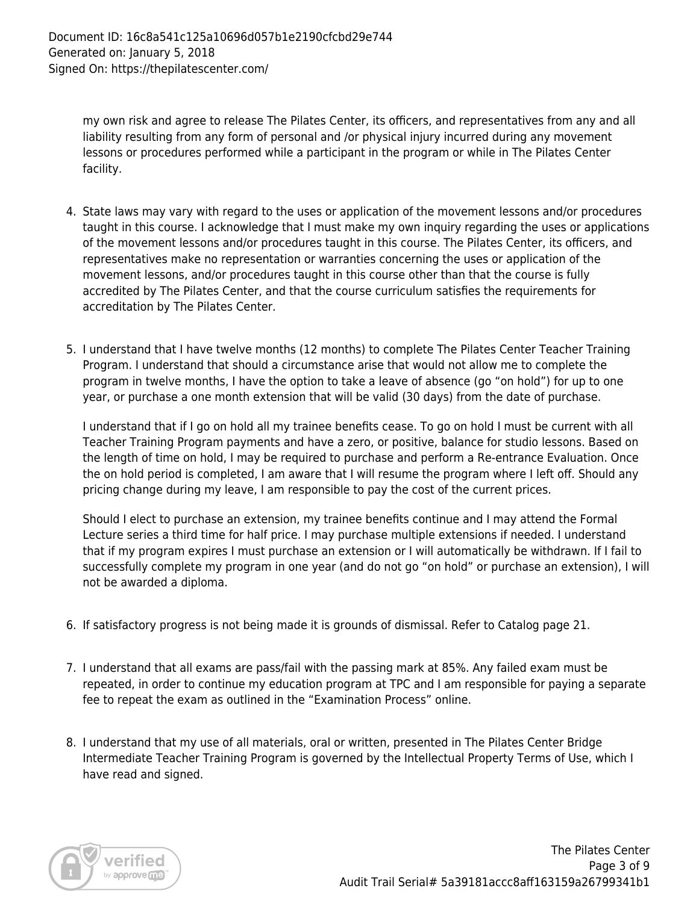my own risk and agree to release The Pilates Center, its officers, and representatives from any and all liability resulting from any form of personal and /or physical injury incurred during any movement lessons or procedures performed while a participant in the program or while in The Pilates Center facility.

4. State laws may vary with regard to the uses or application of the movement lessons and/or procedures taught in this course. I acknowledge that I must make my own inquiry regarding the uses or applications of the movement lessons and/or procedures taught in this course. The Pilates Center, its officers, and representatives make no representation or warranties concerning the uses or application of the movement lessons, and/or procedures taught in this course other than that the course is fully accredited by The Pilates Center, and that the course curriculum satisfies the requirements for accreditation by The Pilates Center.

5. I understand that I have twelve months (12 months) to complete The Pilates Center Teacher Training Program. I understand that should a circumstance arise that would not allow me to complete the program in twelve months, I have the option to take a leave of absence (go "on hold") for up to one year, or purchase a one month extension that will be valid (30 days) from the date of purchase.

   I understand that if I go on hold all my trainee benefits cease. To go on hold I must be current with all Teacher Training Program payments and have a zero, or positive, balance for studio lessons. Based on the length of time on hold, I may be required to purchase and perform a Re-entrance Evaluation. Once the on hold period is completed, I am aware that I will resume the program where I left off. Should any pricing change during my leave, I am responsible to pay the cost of the current prices.

   Should I elect to purchase an extension, my trainee benefits continue and I may attend the Formal Lecture series a third time for half price. I may purchase multiple extensions if needed. I understand that if my program expires I must purchase an extension or I will automatically be withdrawn. If I fail to successfully complete my program in one year (and do not go "on hold" or purchase an extension), I will not be awarded a diploma.

6. If satisfactory progress is not being made it is grounds of dismissal. Refer to Catalog page 21.

7. I understand that all exams are pass/fail with the passing mark at 85%. Any failed exam must be repeated, in order to continue my education program at TPC and I am responsible for paying a separate fee to repeat the exam as outlined in the "Examination Process" online.

8. I understand that my use of all materials, oral or written, presented in The Pilates Center Bridge Intermediate Teacher Training Program is governed by the Intellectual Property Terms of Use, which I have read and signed.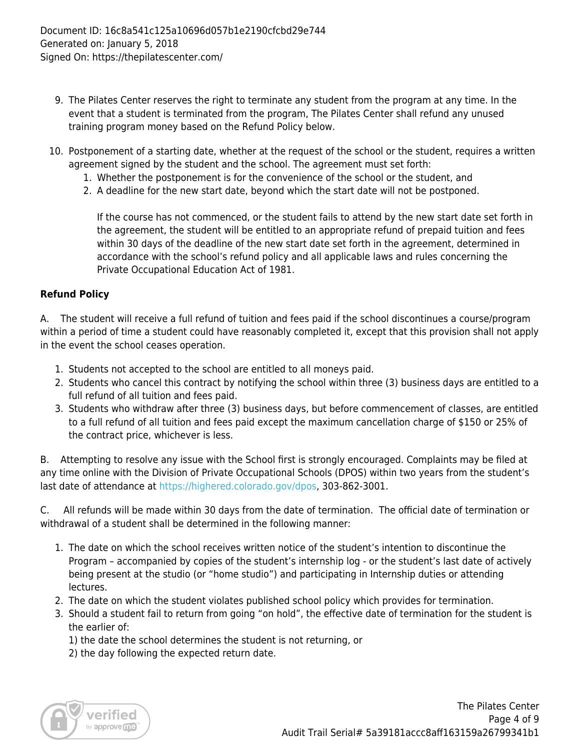Document ID: 16c8a541c125a10696d057b1e2190cfcbd29e744
Generated on: January 5, 2018
Signed On: https://thepilatescenter.com/

9. The Pilates Center reserves the right to terminate any student from the program at any time. In the event that a student is terminated from the program, The Pilates Center shall refund any unused training program money based on the Refund Policy below.
10. Postponement of a starting date, whether at the request of the school or the student, requires a written agreement signed by the student and the school. The agreement must set forth:
    1. Whether the postponement is for the convenience of the school or the student, and
    2. A deadline for the new start date, beyond which the start date will not be postponed.

    If the course has not commenced, or the student fails to attend by the new start date set forth in the agreement, the student will be entitled to an appropriate refund of prepaid tuition and fees within 30 days of the deadline of the new start date set forth in the agreement, determined in accordance with the school's refund policy and all applicable laws and rules concerning the Private Occupational Education Act of 1981.

**Refund Policy**

A. The student will receive a full refund of tuition and fees paid if the school discontinues a course/program within a period of time a student could have reasonably completed it, except that this provision shall not apply in the event the school ceases operation.

1. Students not accepted to the school are entitled to all moneys paid.
2. Students who cancel this contract by notifying the school within three (3) business days are entitled to a full refund of all tuition and fees paid.
3. Students who withdraw after three (3) business days, but before commencement of classes, are entitled to a full refund of all tuition and fees paid except the maximum cancellation charge of $150 or 25% of the contract price, whichever is less.

B. Attempting to resolve any issue with the School first is strongly encouraged. Complaints may be filed at any time online with the Division of Private Occupational Schools (DPOS) within two years from the student's last date of attendance at https://highered.colorado.gov/dpos, 303-862-3001.

C. All refunds will be made within 30 days from the date of termination. The official date of termination or withdrawal of a student shall be determined in the following manner:

1. The date on which the school receives written notice of the student's intention to discontinue the Program – accompanied by copies of the student's internship log - or the student's last date of actively being present at the studio (or "home studio") and participating in Internship duties or attending lectures.
2. The date on which the student violates published school policy which provides for termination.
3. Should a student fail to return from going "on hold", the effective date of termination for the student is the earlier of:
   1) the date the school determines the student is not returning, or
   2) the day following the expected return date.

The Pilates Center
Audit Trail Serial# 5a39181accc8aff163159a26799341b1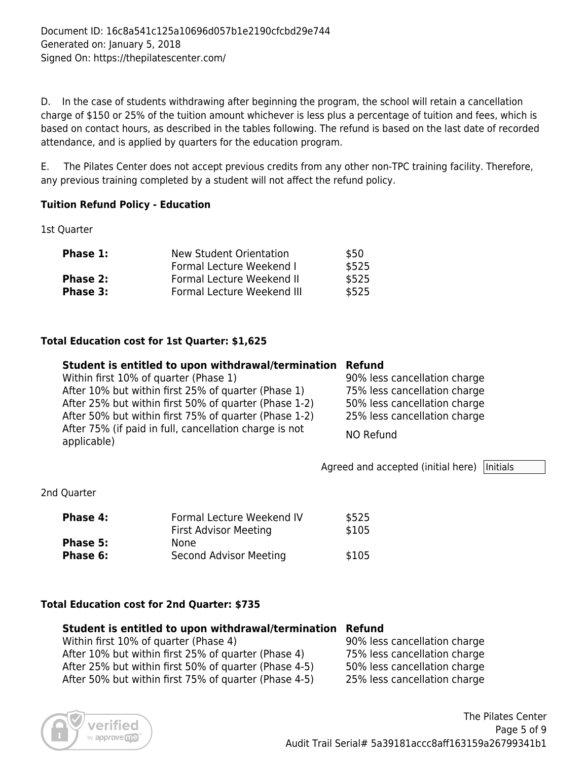D. In the case of students withdrawing after beginning the program, the school will retain a cancellation charge of $150 or 25% of the tuition amount whichever is less plus a percentage of tuition and fees, which is based on contact hours, as described in the tables following. The refund is based on the last date of recorded attendance, and is applied by quarters for the education program.

E. The Pilates Center does not accept previous credits from any other non-TPC training facility. Therefore, any previous training completed by a student will not affect the refund policy.

**Tuition Refund Policy - Education**

1st Quarter

| | | |
|---|---|---|
| **Phase 1:** | New Student Orientation | $50 |
| | Formal Lecture Weekend I | $525 |
| **Phase 2:** | Formal Lecture Weekend II | $525 |
| **Phase 3:** | Formal Lecture Weekend III | $525 |

**Total Education cost for 1st Quarter: $1,625**

| Student is entitled to upon withdrawal/termination | Refund |
|---|---|
| Within first 10% of quarter (Phase 1) | 90% less cancellation charge |
| After 10% but within first 25% of quarter (Phase 1) | 75% less cancellation charge |
| After 25% but within first 50% of quarter (Phase 1-2) | 50% less cancellation charge |
| After 50% but within first 75% of quarter (Phase 1-2) | 25% less cancellation charge |
| After 75% (if paid in full, cancellation charge is not applicable) | NO Refund |

Agreed and accepted (initial here) Initials

2nd Quarter

| | | |
|---|---|---|
| **Phase 4:** | Formal Lecture Weekend IV | $525 |
| | First Advisor Meeting | $105 |
| **Phase 5:** | None | |
| **Phase 6:** | Second Advisor Meeting | $105 |

**Total Education cost for 2nd Quarter: $735**

| Student is entitled to upon withdrawal/termination | Refund |
|---|---|
| Within first 10% of quarter (Phase 4) | 90% less cancellation charge |
| After 10% but within first 25% of quarter (Phase 4) | 75% less cancellation charge |
| After 25% but within first 50% of quarter (Phase 4-5) | 50% less cancellation charge |
| After 50% but within first 75% of quarter (Phase 4-5) | 25% less cancellation charge |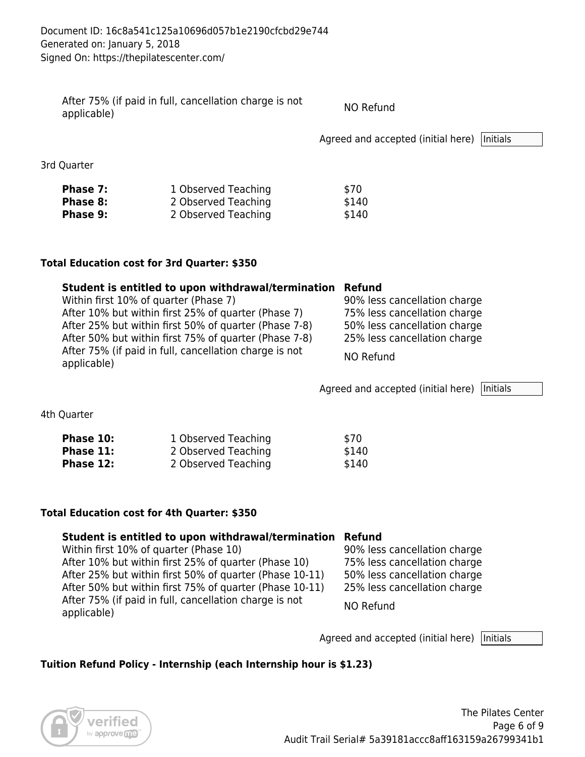| After 75% (if paid in full, cancellation charge is not applicable) | NO Refund |
|---|---|

Agreed and accepted (initial here) Initials

3rd Quarter

| | | |
|---|---|---|
| **Phase 7:** | 1 Observed Teaching | $70 |
| **Phase 8:** | 2 Observed Teaching | $140 |
| **Phase 9:** | 2 Observed Teaching | $140 |

**Total Education cost for 3rd Quarter: $350**

| **Student is entitled to upon withdrawal/termination** | **Refund** |
|---|---|
| Within first 10% of quarter (Phase 7) | 90% less cancellation charge |
| After 10% but within first 25% of quarter (Phase 7) | 75% less cancellation charge |
| After 25% but within first 50% of quarter (Phase 7-8) | 50% less cancellation charge |
| After 50% but within first 75% of quarter (Phase 7-8) | 25% less cancellation charge |
| After 75% (if paid in full, cancellation charge is not applicable) | NO Refund |

Agreed and accepted (initial here) Initials

4th Quarter

| | | |
|---|---|---|
| **Phase 10:** | 1 Observed Teaching | $70 |
| **Phase 11:** | 2 Observed Teaching | $140 |
| **Phase 12:** | 2 Observed Teaching | $140 |

**Total Education cost for 4th Quarter: $350**

| **Student is entitled to upon withdrawal/termination** | **Refund** |
|---|---|
| Within first 10% of quarter (Phase 10) | 90% less cancellation charge |
| After 10% but within first 25% of quarter (Phase 10) | 75% less cancellation charge |
| After 25% but within first 50% of quarter (Phase 10-11) | 50% less cancellation charge |
| After 50% but within first 75% of quarter (Phase 10-11) | 25% less cancellation charge |
| After 75% (if paid in full, cancellation charge is not applicable) | NO Refund |

Agreed and accepted (initial here) Initials

**Tuition Refund Policy - Internship (each Internship hour is $1.23)**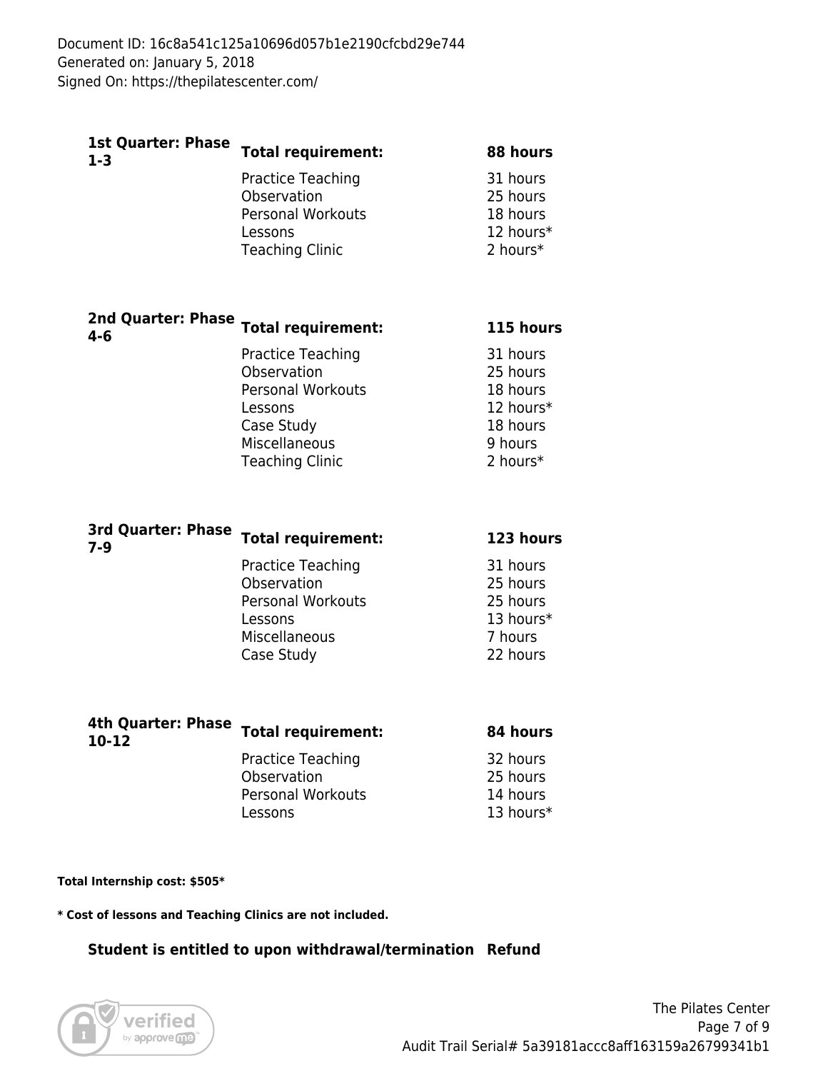Document ID: 16c8a541c125a10696d057b1e2190cfcbd29e744
Generated on: January 5, 2018
Signed On: https://thepilatescenter.com/

| **1st Quarter: Phase 1-3** | **Total requirement:** | **88 hours** |
|---|---|---|
| | Practice Teaching | 31 hours |
| | Observation | 25 hours |
| | Personal Workouts | 18 hours |
| | Lessons | 12 hours* |
| | Teaching Clinic | 2 hours* |

| **2nd Quarter: Phase 4-6** | **Total requirement:** | **115 hours** |
|---|---|---|
| | Practice Teaching | 31 hours |
| | Observation | 25 hours |
| | Personal Workouts | 18 hours |
| | Lessons | 12 hours* |
| | Case Study | 18 hours |
| | Miscellaneous | 9 hours |
| | Teaching Clinic | 2 hours* |

| **3rd Quarter: Phase 7-9** | **Total requirement:** | **123 hours** |
|---|---|---|
| | Practice Teaching | 31 hours |
| | Observation | 25 hours |
| | Personal Workouts | 25 hours |
| | Lessons | 13 hours* |
| | Miscellaneous | 7 hours |
| | Case Study | 22 hours |

| **4th Quarter: Phase 10-12** | **Total requirement:** | **84 hours** |
|---|---|---|
| | Practice Teaching | 32 hours |
| | Observation | 25 hours |
| | Personal Workouts | 14 hours |
| | Lessons | 13 hours* |

**Total Internship cost: $505***

*** Cost of lessons and Teaching Clinics are not included.**

| **Student is entitled to upon withdrawal/termination** | **Refund** |
|---|---|

The Pilates Center

Audit Trail Serial# 5a39181accc8aff163159a26799341b1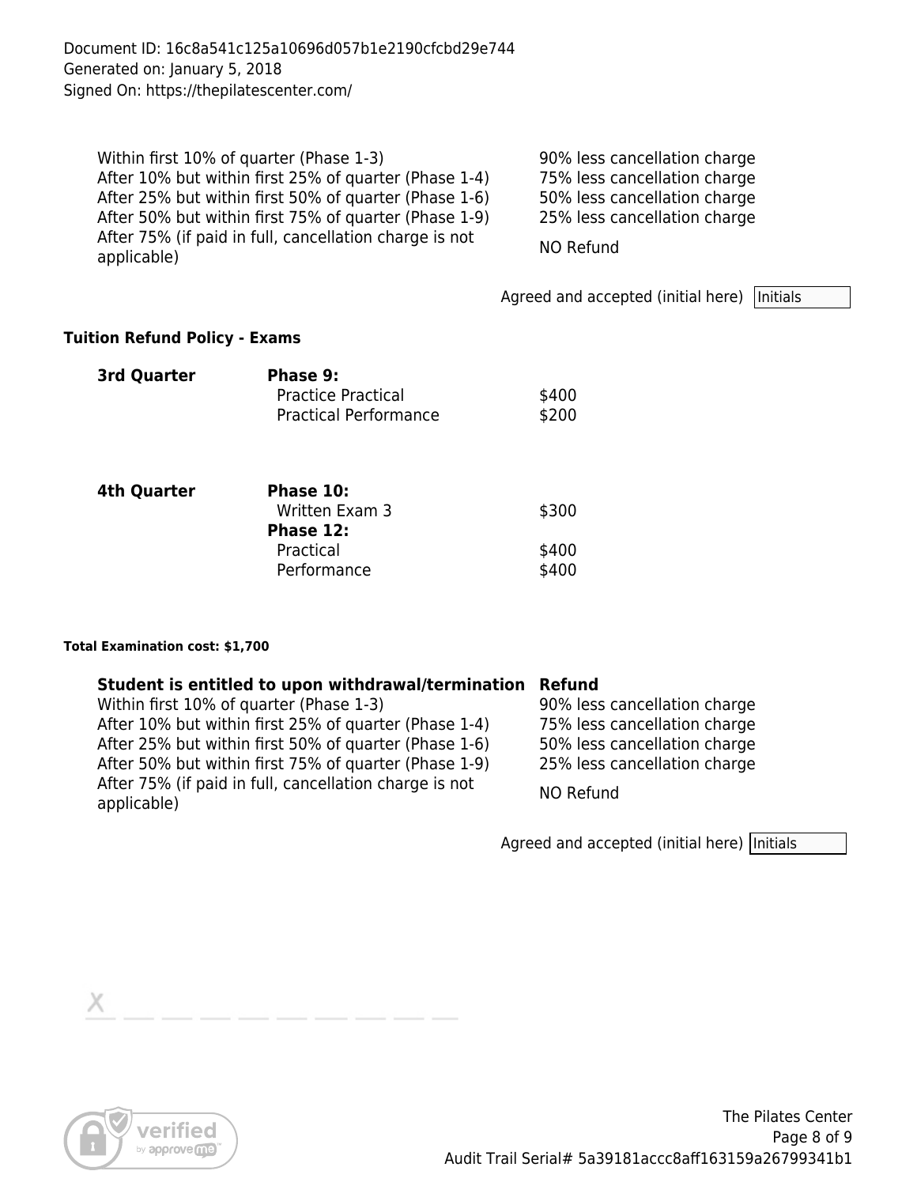| | |
|---|---|
| Within first 10% of quarter (Phase 1-3) | 90% less cancellation charge |
| After 10% but within first 25% of quarter (Phase 1-4) | 75% less cancellation charge |
| After 25% but within first 50% of quarter (Phase 1-6) | 50% less cancellation charge |
| After 50% but within first 75% of quarter (Phase 1-9) | 25% less cancellation charge |
| After 75% (if paid in full, cancellation charge is not applicable) | NO Refund |

Agreed and accepted (initial here) Initials

**Tuition Refund Policy - Exams**

| | | |
|---|---|---|
| **3rd Quarter** | **Phase 9:** | |
| | Practice Practical | $400 |
| | Practical Performance | $200 |
| **4th Quarter** | **Phase 10:** | |
| | Written Exam 3 | $300 |
| | **Phase 12:** | |
| | Practical | $400 |
| | Performance | $400 |

**Total Examination cost: $1,700**

| Student is entitled to upon withdrawal/termination | Refund |
|---|---|
| Within first 10% of quarter (Phase 1-3) | 90% less cancellation charge |
| After 10% but within first 25% of quarter (Phase 1-4) | 75% less cancellation charge |
| After 25% but within first 50% of quarter (Phase 1-6) | 50% less cancellation charge |
| After 50% but within first 75% of quarter (Phase 1-9) | 25% less cancellation charge |
| After 75% (if paid in full, cancellation charge is not applicable) | NO Refund |

Agreed and accepted (initial here) Initials

X \_\_\_\_\_\_\_\_\_\_\_\_\_\_\_\_\_\_\_\_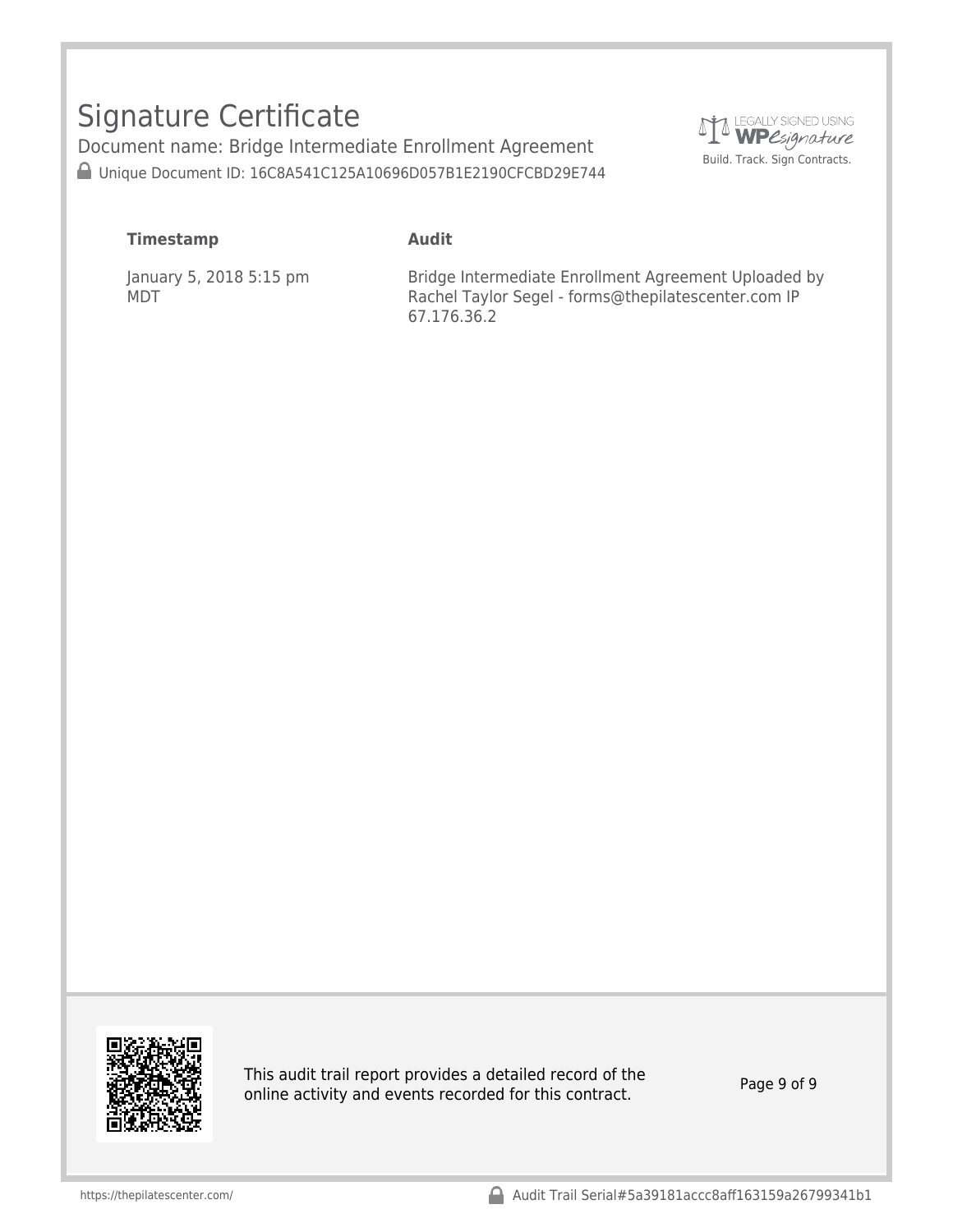# Signature Certificate

Document name: Bridge Intermediate Enrollment Agreement

Unique Document ID: 16C8A541C125A10696D057B1E2190CFCBD29E744

LEGALLY SIGNED USING WPesignature

Build. Track. Sign Contracts.

| Timestamp | Audit |
| --- | --- |
| January 5, 2018 5:15 pm MDT | Bridge Intermediate Enrollment Agreement Uploaded by Rachel Taylor Segel - forms@thepilatescenter.com IP 67.176.36.2 |

This audit trail report provides a detailed record of the online activity and events recorded for this contract.

https://thepilatescenter.com/

Audit Trail Serial#5a39181accc8aff163159a26799341b1